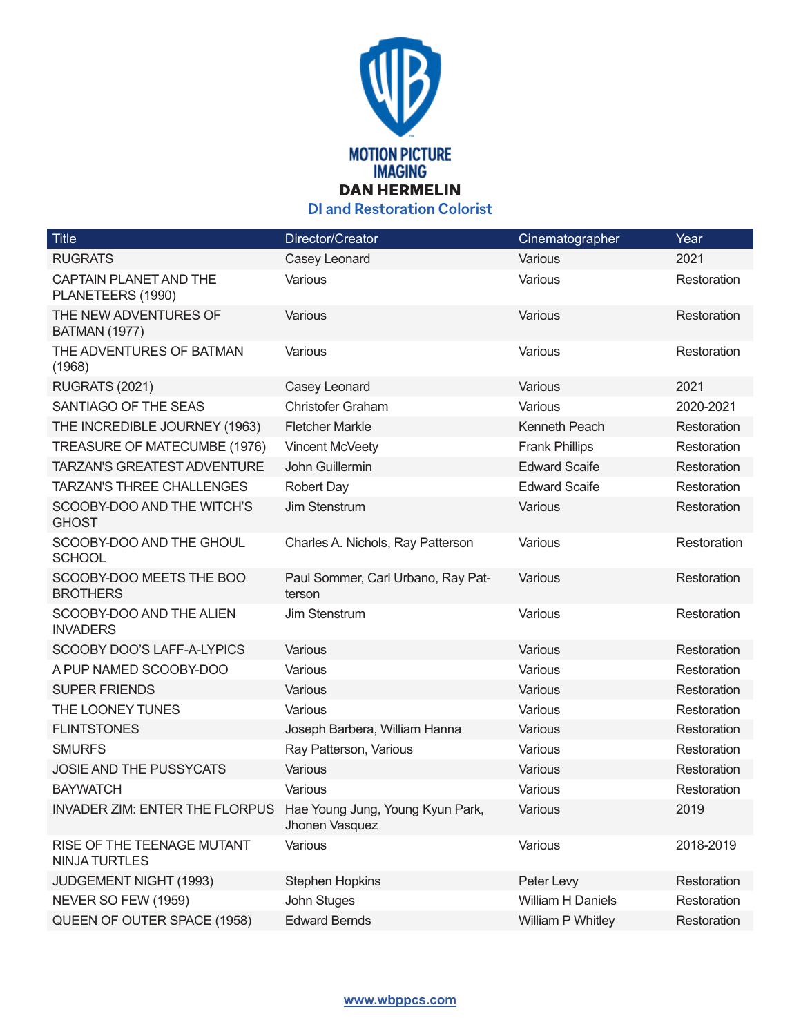MOTION PICTURE IMAGING

# DAN HERMELIN

## DI and Restoration Colorist

| Title | Director/Creator | Cinematographer | Year |
|---|---|---|---|
| RUGRATS | Casey Leonard | Various | 2021 |
| CAPTAIN PLANET AND THE PLANETEERS (1990) | Various | Various | Restoration |
| THE NEW ADVENTURES OF BATMAN (1977) | Various | Various | Restoration |
| THE ADVENTURES OF BATMAN (1968) | Various | Various | Restoration |
| RUGRATS (2021) | Casey Leonard | Various | 2021 |
| SANTIAGO OF THE SEAS | Christofer Graham | Various | 2020-2021 |
| THE INCREDIBLE JOURNEY (1963) | Fletcher Markle | Kenneth Peach | Restoration |
| TREASURE OF MATECUMBE (1976) | Vincent McVeety | Frank Phillips | Restoration |
| TARZAN'S GREATEST ADVENTURE | John Guillermin | Edward Scaife | Restoration |
| TARZAN'S THREE CHALLENGES | Robert Day | Edward Scaife | Restoration |
| SCOOBY-DOO AND THE WITCH'S GHOST | Jim Stenstrum | Various | Restoration |
| SCOOBY-DOO AND THE GHOUL SCHOOL | Charles A. Nichols, Ray Patterson | Various | Restoration |
| SCOOBY-DOO MEETS THE BOO BROTHERS | Paul Sommer, Carl Urbano, Ray Patterson | Various | Restoration |
| SCOOBY-DOO AND THE ALIEN INVADERS | Jim Stenstrum | Various | Restoration |
| SCOOBY DOO'S LAFF-A-LYPICS | Various | Various | Restoration |
| A PUP NAMED SCOOBY-DOO | Various | Various | Restoration |
| SUPER FRIENDS | Various | Various | Restoration |
| THE LOONEY TUNES | Various | Various | Restoration |
| FLINTSTONES | Joseph Barbera, William Hanna | Various | Restoration |
| SMURFS | Ray Patterson, Various | Various | Restoration |
| JOSIE AND THE PUSSYCATS | Various | Various | Restoration |
| BAYWATCH | Various | Various | Restoration |
| INVADER ZIM: ENTER THE FLORPUS | Hae Young Jung, Young Kyun Park, Jhonen Vasquez | Various | 2019 |
| RISE OF THE TEENAGE MUTANT NINJA TURTLES | Various | Various | 2018-2019 |
| JUDGEMENT NIGHT (1993) | Stephen Hopkins | Peter Levy | Restoration |
| NEVER SO FEW (1959) | John Stuges | William H Daniels | Restoration |
| QUEEN OF OUTER SPACE (1958) | Edward Bernds | William P Whitley | Restoration |

www.wbppcs.com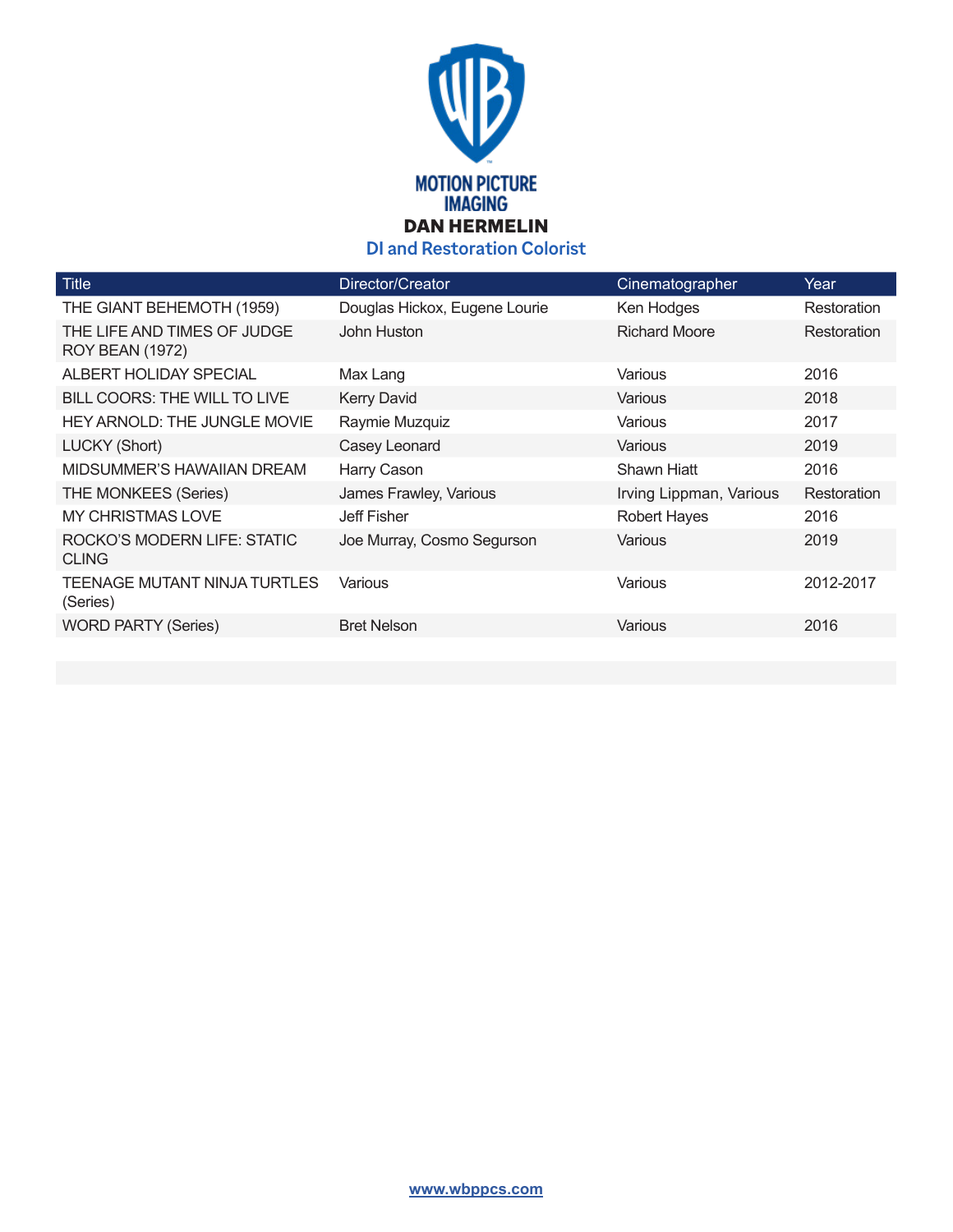MOTION PICTURE IMAGING

# DAN HERMELIN

## DI and Restoration Colorist

| Title | Director/Creator | Cinematographer | Year |
|---|---|---|---|
| THE GIANT BEHEMOTH (1959) | Douglas Hickox, Eugene Lourie | Ken Hodges | Restoration |
| THE LIFE AND TIMES OF JUDGE ROY BEAN (1972) | John Huston | Richard Moore | Restoration |
| ALBERT HOLIDAY SPECIAL | Max Lang | Various | 2016 |
| BILL COORS: THE WILL TO LIVE | Kerry David | Various | 2018 |
| HEY ARNOLD: THE JUNGLE MOVIE | Raymie Muzquiz | Various | 2017 |
| LUCKY (Short) | Casey Leonard | Various | 2019 |
| MIDSUMMER'S HAWAIIAN DREAM | Harry Cason | Shawn Hiatt | 2016 |
| THE MONKEES (Series) | James Frawley, Various | Irving Lippman, Various | Restoration |
| MY CHRISTMAS LOVE | Jeff Fisher | Robert Hayes | 2016 |
| ROCKO'S MODERN LIFE: STATIC CLING | Joe Murray, Cosmo Segurson | Various | 2019 |
| TEENAGE MUTANT NINJA TURTLES (Series) | Various | Various | 2012-2017 |
| WORD PARTY (Series) | Bret Nelson | Various | 2016 |

www.wbppcs.com